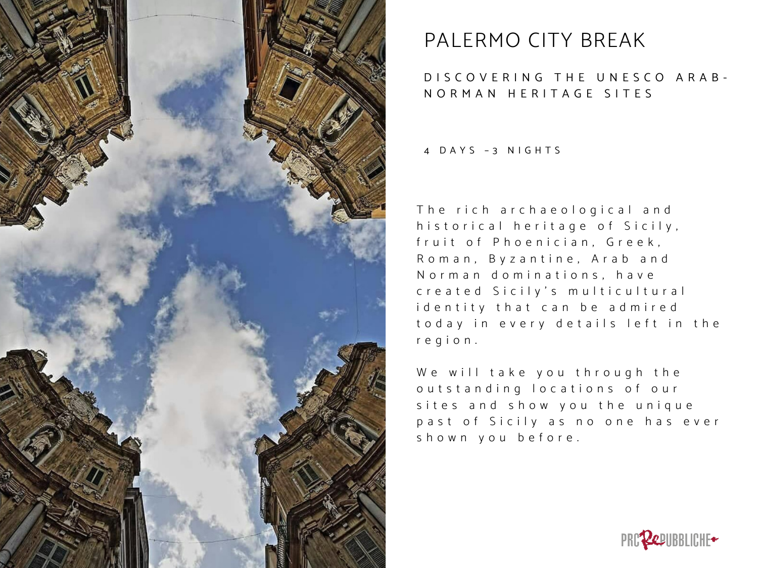# PALERMO CITY BREAK

## DISCOVERING THE UNESCO ARAB-NORMAN HERITAGE SITES

4 DAYS -3 NIGHTS

The rich archaeological and historical heritage of Sicily, fruit of Phoenician, Greek, Roman, Byzantine, Arab and Norman dominations, have created Sicily's multicultural identity that can be admired today in every details left in the region.

We will take you through the outstanding locations of our sites and show you the unique past of Sicily as no one has ever shown you before.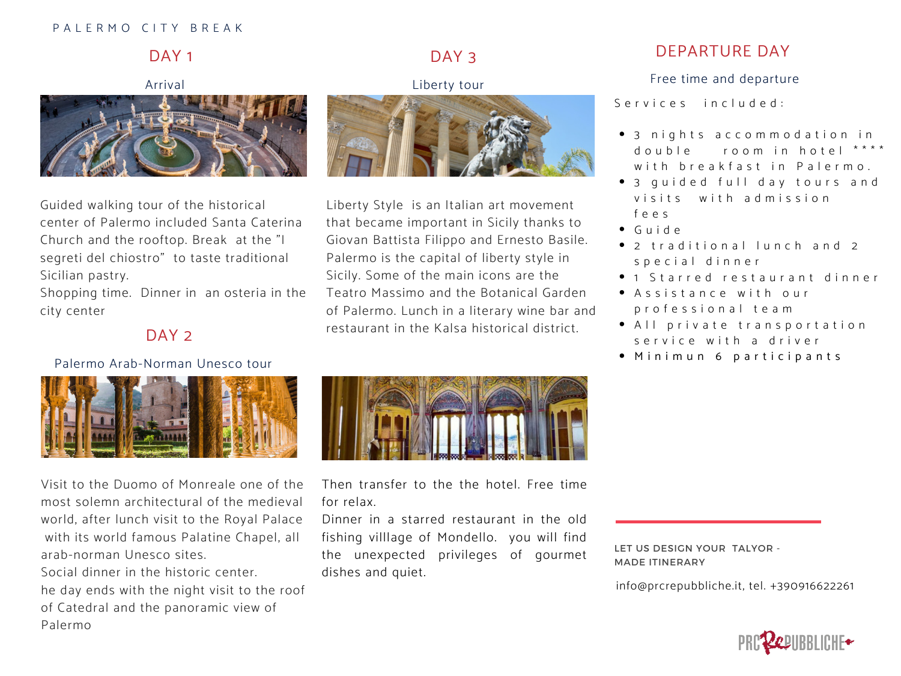PALERMO CITY BREAK

## DAY 1

### Arrival

Guided walking tour of the historical center of Palermo included Santa Caterina Church and the rooftop. Break at the "I segreti del chiostro" to taste traditional Sicilian pastry.
Shopping time. Dinner in an osteria in the city center

## DAY 2

### Palermo Arab-Norman Unesco tour

Visit to the Duomo of Monreale one of the most solemn architectural of the medieval world, after lunch visit to the Royal Palace with its world famous Palatine Chapel, all arab-norman Unesco sites.
Social dinner in the historic center.
he day ends with the night visit to the roof of Catedral and the panoramic view of Palermo

## DAY 3

### Liberty tour

Liberty Style is an Italian art movement that became important in Sicily thanks to Giovan Battista Filippo and Ernesto Basile. Palermo is the capital of liberty style in Sicily. Some of the main icons are the Teatro Massimo and the Botanical Garden of Palermo. Lunch in a literary wine bar and restaurant in the Kalsa historical district.

Then transfer to the the hotel. Free time for relax.
Dinner in a starred restaurant in the old fishing villlage of Mondello. you will find the unexpected privileges of gourmet dishes and quiet.

## DEPARTURE DAY

### Free time and departure

Services included:

- 3 nights accommodation in double room in hotel **** with breakfast in Palermo.
- 3 guided full day tours and visits with admission fees
- Guide
- 2 traditional lunch and 2 special dinner
- 1 Starred restaurant dinner
- Assistance with our professional team
- All private transportation service with a driver
- Minimun 6 participants

LET US DESIGN YOUR TALYOR - MADE ITINERARY

info@prcrepubbliche.it, tel. +390916622261

PRC RePUBBLICHE